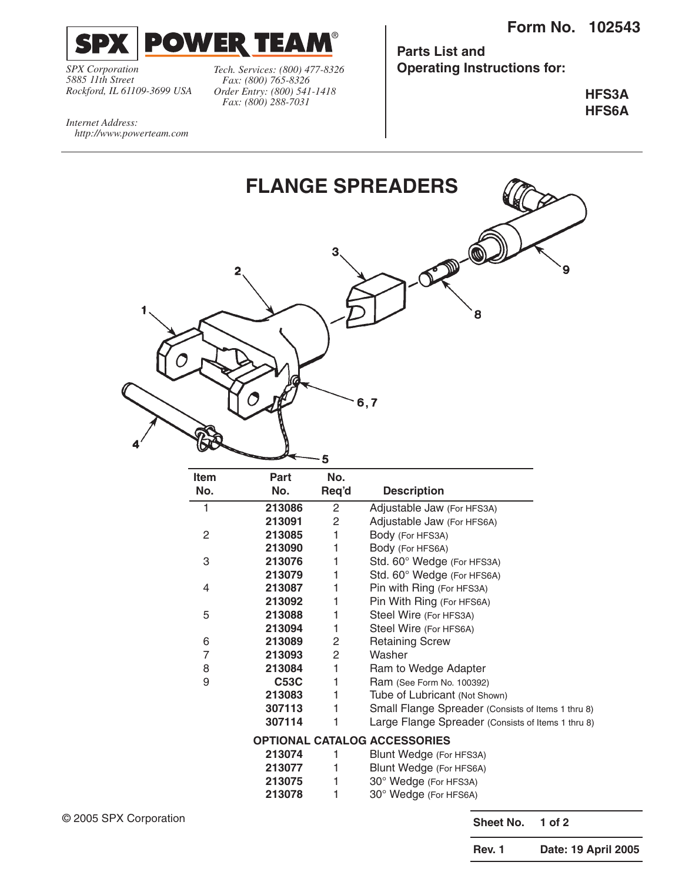**SPX | POWER TEAM®**

*SPX Corporation*
*5885 11th Street*
*Rockford, IL 61109-3699 USA*

*Tech. Services: (800) 477-8326*
*Fax: (800) 765-8326*
*Order Entry: (800) 541-1418*
*Fax: (800) 288-7031*

*Internet Address:*
*http://www.powerteam.com*

**Form No. 102543**

**Parts List and Operating Instructions for:**

**HFS3A**
**HFS6A**

# FLANGE SPREADERS

| Item No. | Part No. | No. Req'd | Description |
|---|---|---|---|
| 1 | **213086** | 2 | Adjustable Jaw (For HFS3A) |
| | **213091** | 2 | Adjustable Jaw (For HFS6A) |
| 2 | **213085** | 1 | Body (For HFS3A) |
| | **213090** | 1 | Body (For HFS6A) |
| 3 | **213076** | 1 | Std. 60° Wedge (For HFS3A) |
| | **213079** | 1 | Std. 60° Wedge (For HFS6A) |
| 4 | **213087** | 1 | Pin with Ring (For HFS3A) |
| | **213092** | 1 | Pin With Ring (For HFS6A) |
| 5 | **213088** | 1 | Steel Wire (For HFS3A) |
| | **213094** | 1 | Steel Wire (For HFS6A) |
| 6 | **213089** | 2 | Retaining Screw |
| 7 | **213093** | 2 | Washer |
| 8 | **213084** | 1 | Ram to Wedge Adapter |
| 9 | **C53C** | 1 | Ram (See Form No. 100392) |
| | **213083** | 1 | Tube of Lubricant (Not Shown) |
| | **307113** | 1 | Small Flange Spreader (Consists of Items 1 thru 8) |
| | **307114** | 1 | Large Flange Spreader (Consists of Items 1 thru 8) |
| | **OPTIONAL CATALOG ACCESSORIES** | | |
| | **213074** | 1 | Blunt Wedge (For HFS3A) |
| | **213077** | 1 | Blunt Wedge (For HFS6A) |
| | **213075** | 1 | 30° Wedge (For HFS3A) |
| | **213078** | 1 | 30° Wedge (For HFS6A) |

© 2005 SPX Corporation

**Rev. 1** **Date: 19 April 2005**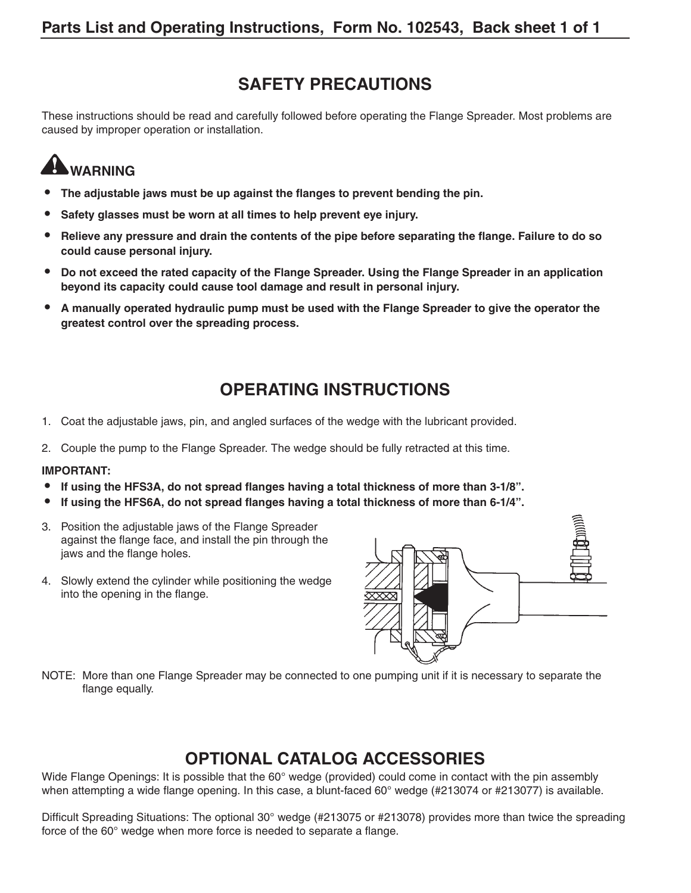## SAFETY PRECAUTIONS

These instructions should be read and carefully followed before operating the Flange Spreader. Most problems are caused by improper operation or installation.

### WARNING

- **The adjustable jaws must be up against the flanges to prevent bending the pin.**
- **Safety glasses must be worn at all times to help prevent eye injury.**
- **Relieve any pressure and drain the contents of the pipe before separating the flange. Failure to do so could cause personal injury.**
- **Do not exceed the rated capacity of the Flange Spreader. Using the Flange Spreader in an application beyond its capacity could cause tool damage and result in personal injury.**
- **A manually operated hydraulic pump must be used with the Flange Spreader to give the operator the greatest control over the spreading process.**

## OPERATING INSTRUCTIONS

1. Coat the adjustable jaws, pin, and angled surfaces of the wedge with the lubricant provided.
2. Couple the pump to the Flange Spreader. The wedge should be fully retracted at this time.

**IMPORTANT:**

- **If using the HFS3A, do not spread flanges having a total thickness of more than 3-1/8".**
- **If using the HFS6A, do not spread flanges having a total thickness of more than 6-1/4".**

3. Position the adjustable jaws of the Flange Spreader against the flange face, and install the pin through the jaws and the flange holes.
4. Slowly extend the cylinder while positioning the wedge into the opening in the flange.

NOTE: More than one Flange Spreader may be connected to one pumping unit if it is necessary to separate the flange equally.

## OPTIONAL CATALOG ACCESSORIES

Wide Flange Openings: It is possible that the 60° wedge (provided) could come in contact with the pin assembly when attempting a wide flange opening. In this case, a blunt-faced 60° wedge (#213074 or #213077) is available.

Difficult Spreading Situations: The optional 30° wedge (#213075 or #213078) provides more than twice the spreading force of the 60° wedge when more force is needed to separate a flange.